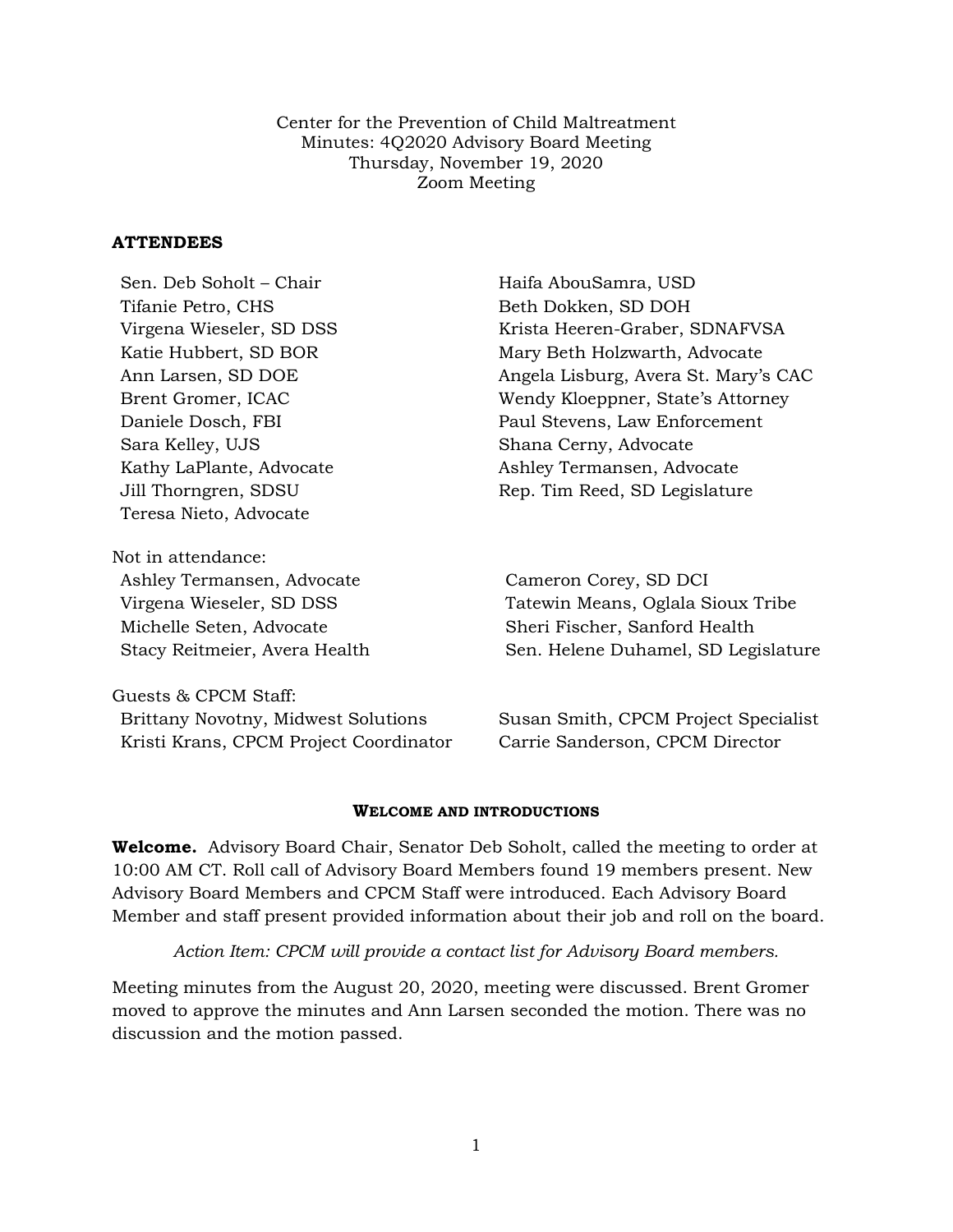Center for the Prevention of Child Maltreatment
Minutes: 4Q2020 Advisory Board Meeting
Thursday, November 19, 2020
Zoom Meeting

**ATTENDEES**

Sen. Deb Soholt – Chair
Tifanie Petro, CHS
Virgena Wieseler, SD DSS
Katie Hubbert, SD BOR
Ann Larsen, SD DOE
Brent Gromer, ICAC
Daniele Dosch, FBI
Sara Kelley, UJS
Kathy LaPlante, Advocate
Jill Thorngren, SDSU
Teresa Nieto, Advocate
Haifa AbouSamra, USD
Beth Dokken, SD DOH
Krista Heeren-Graber, SDNAFVSA
Mary Beth Holzwarth, Advocate
Angela Lisburg, Avera St. Mary's CAC
Wendy Kloeppner, State's Attorney
Paul Stevens, Law Enforcement
Shana Cerny, Advocate
Ashley Termansen, Advocate
Rep. Tim Reed, SD Legislature

Not in attendance:
Ashley Termansen, Advocate
Virgena Wieseler, SD DSS
Michelle Seten, Advocate
Stacy Reitmeier, Avera Health
Cameron Corey, SD DCI
Tatewin Means, Oglala Sioux Tribe
Sheri Fischer, Sanford Health
Sen. Helene Duhamel, SD Legislature

Guests & CPCM Staff:
Brittany Novotny, Midwest Solutions
Kristi Krans, CPCM Project Coordinator
Susan Smith, CPCM Project Specialist
Carrie Sanderson, CPCM Director

## WELCOME AND INTRODUCTIONS

**Welcome.** Advisory Board Chair, Senator Deb Soholt, called the meeting to order at 10:00 AM CT. Roll call of Advisory Board Members found 19 members present. New Advisory Board Members and CPCM Staff were introduced. Each Advisory Board Member and staff present provided information about their job and roll on the board.

*Action Item: CPCM will provide a contact list for Advisory Board members.*

Meeting minutes from the August 20, 2020, meeting were discussed. Brent Gromer moved to approve the minutes and Ann Larsen seconded the motion. There was no discussion and the motion passed.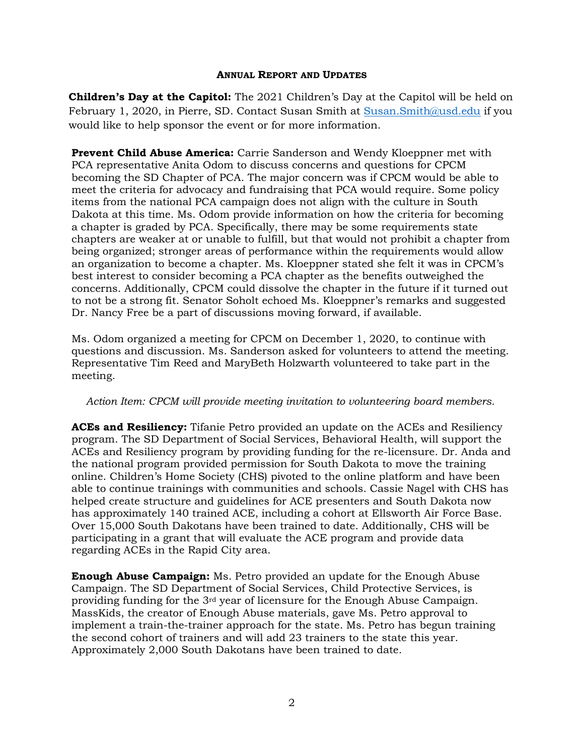**ANNUAL REPORT AND UPDATES**

**Children's Day at the Capitol:** The 2021 Children's Day at the Capitol will be held on February 1, 2020, in Pierre, SD. Contact Susan Smith at Susan.Smith@usd.edu if you would like to help sponsor the event or for more information.

**Prevent Child Abuse America:** Carrie Sanderson and Wendy Kloeppner met with PCA representative Anita Odom to discuss concerns and questions for CPCM becoming the SD Chapter of PCA. The major concern was if CPCM would be able to meet the criteria for advocacy and fundraising that PCA would require. Some policy items from the national PCA campaign does not align with the culture in South Dakota at this time. Ms. Odom provide information on how the criteria for becoming a chapter is graded by PCA. Specifically, there may be some requirements state chapters are weaker at or unable to fulfill, but that would not prohibit a chapter from being organized; stronger areas of performance within the requirements would allow an organization to become a chapter. Ms. Kloeppner stated she felt it was in CPCM's best interest to consider becoming a PCA chapter as the benefits outweighed the concerns. Additionally, CPCM could dissolve the chapter in the future if it turned out to not be a strong fit. Senator Soholt echoed Ms. Kloeppner's remarks and suggested Dr. Nancy Free be a part of discussions moving forward, if available.

Ms. Odom organized a meeting for CPCM on December 1, 2020, to continue with questions and discussion. Ms. Sanderson asked for volunteers to attend the meeting. Representative Tim Reed and MaryBeth Holzwarth volunteered to take part in the meeting.

*Action Item: CPCM will provide meeting invitation to volunteering board members.*

**ACEs and Resiliency:** Tifanie Petro provided an update on the ACEs and Resiliency program. The SD Department of Social Services, Behavioral Health, will support the ACEs and Resiliency program by providing funding for the re-licensure. Dr. Anda and the national program provided permission for South Dakota to move the training online. Children's Home Society (CHS) pivoted to the online platform and have been able to continue trainings with communities and schools. Cassie Nagel with CHS has helped create structure and guidelines for ACE presenters and South Dakota now has approximately 140 trained ACE, including a cohort at Ellsworth Air Force Base. Over 15,000 South Dakotans have been trained to date. Additionally, CHS will be participating in a grant that will evaluate the ACE program and provide data regarding ACEs in the Rapid City area.

**Enough Abuse Campaign:** Ms. Petro provided an update for the Enough Abuse Campaign. The SD Department of Social Services, Child Protective Services, is providing funding for the 3rd year of licensure for the Enough Abuse Campaign. MassKids, the creator of Enough Abuse materials, gave Ms. Petro approval to implement a train-the-trainer approach for the state. Ms. Petro has begun training the second cohort of trainers and will add 23 trainers to the state this year. Approximately 2,000 South Dakotans have been trained to date.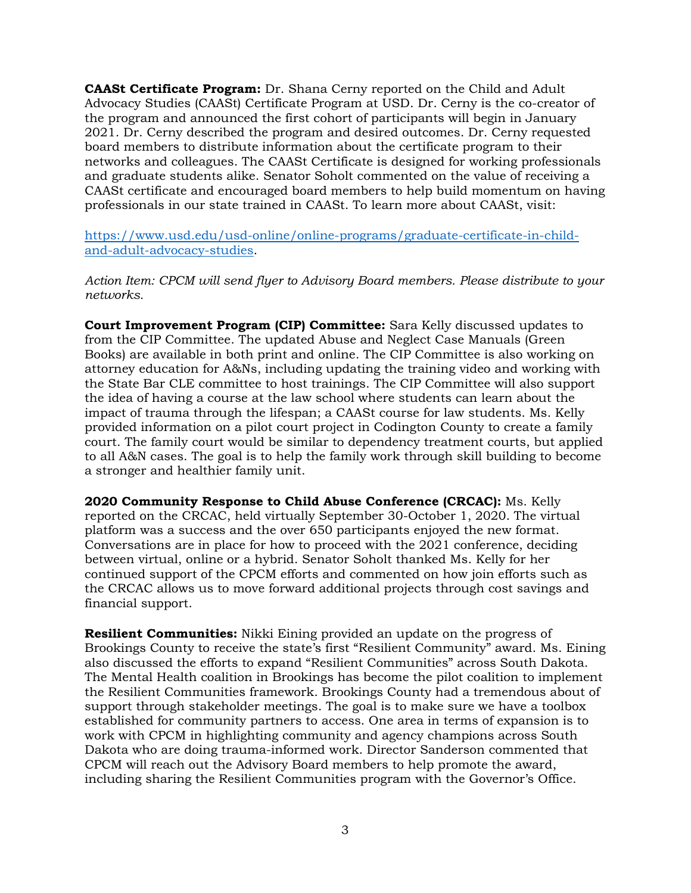**CAASt Certificate Program:** Dr. Shana Cerny reported on the Child and Adult Advocacy Studies (CAASt) Certificate Program at USD. Dr. Cerny is the co-creator of the program and announced the first cohort of participants will begin in January 2021. Dr. Cerny described the program and desired outcomes. Dr. Cerny requested board members to distribute information about the certificate program to their networks and colleagues. The CAASt Certificate is designed for working professionals and graduate students alike. Senator Soholt commented on the value of receiving a CAASt certificate and encouraged board members to help build momentum on having professionals in our state trained in CAASt. To learn more about CAASt, visit:

[https://www.usd.edu/usd-online/online-programs/graduate-certificate-in-child-and-adult-advocacy-studies](https://www.usd.edu/usd-online/online-programs/graduate-certificate-in-child-and-adult-advocacy-studies).

*Action Item: CPCM will send flyer to Advisory Board members. Please distribute to your networks.*

**Court Improvement Program (CIP) Committee:** Sara Kelly discussed updates to from the CIP Committee. The updated Abuse and Neglect Case Manuals (Green Books) are available in both print and online. The CIP Committee is also working on attorney education for A&Ns, including updating the training video and working with the State Bar CLE committee to host trainings. The CIP Committee will also support the idea of having a course at the law school where students can learn about the impact of trauma through the lifespan; a CAASt course for law students. Ms. Kelly provided information on a pilot court project in Codington County to create a family court. The family court would be similar to dependency treatment courts, but applied to all A&N cases. The goal is to help the family work through skill building to become a stronger and healthier family unit.

**2020 Community Response to Child Abuse Conference (CRCAC):** Ms. Kelly reported on the CRCAC, held virtually September 30-October 1, 2020. The virtual platform was a success and the over 650 participants enjoyed the new format. Conversations are in place for how to proceed with the 2021 conference, deciding between virtual, online or a hybrid. Senator Soholt thanked Ms. Kelly for her continued support of the CPCM efforts and commented on how join efforts such as the CRCAC allows us to move forward additional projects through cost savings and financial support.

**Resilient Communities:** Nikki Eining provided an update on the progress of Brookings County to receive the state's first "Resilient Community" award. Ms. Eining also discussed the efforts to expand "Resilient Communities" across South Dakota. The Mental Health coalition in Brookings has become the pilot coalition to implement the Resilient Communities framework. Brookings County had a tremendous about of support through stakeholder meetings. The goal is to make sure we have a toolbox established for community partners to access. One area in terms of expansion is to work with CPCM in highlighting community and agency champions across South Dakota who are doing trauma-informed work. Director Sanderson commented that CPCM will reach out the Advisory Board members to help promote the award, including sharing the Resilient Communities program with the Governor's Office.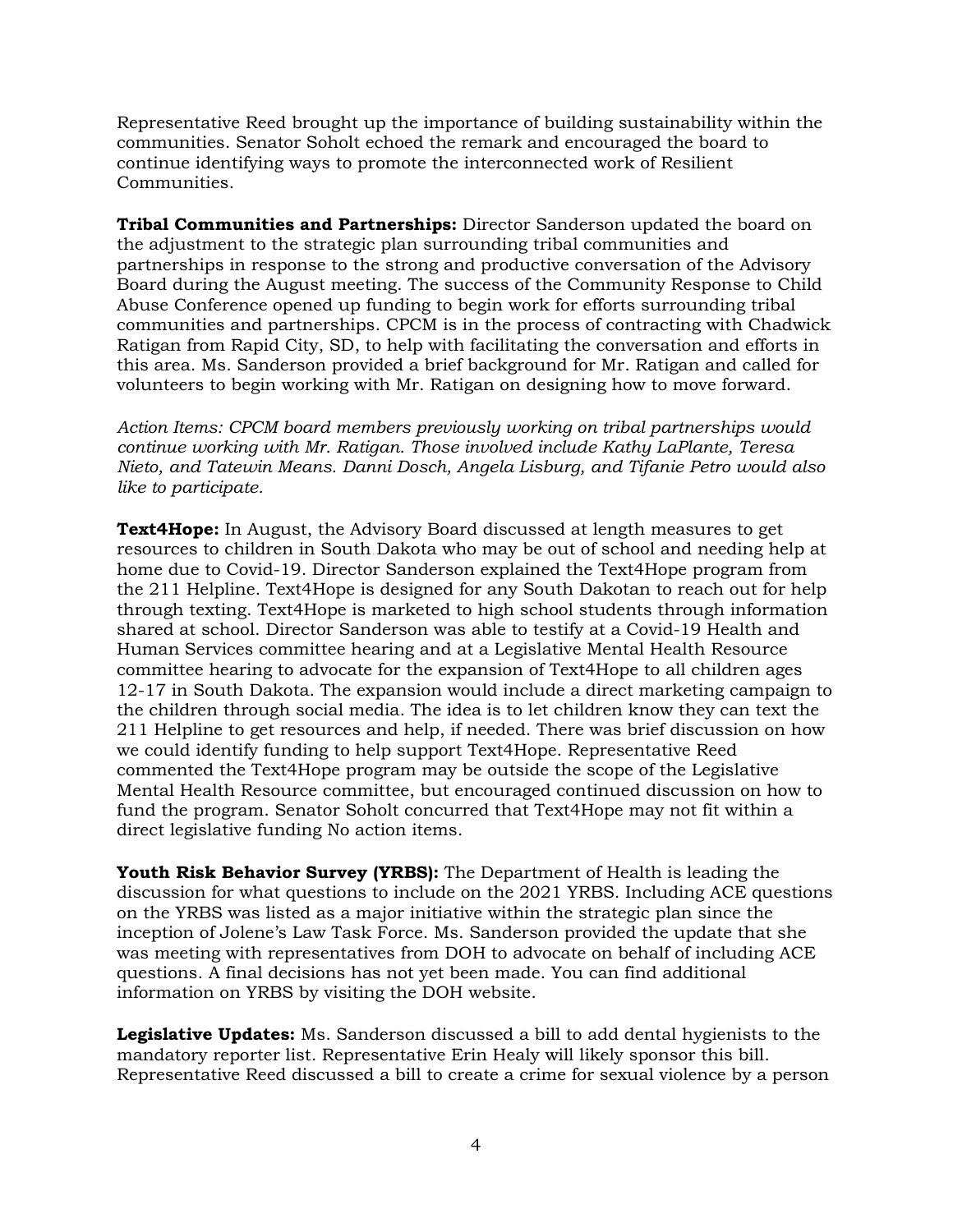Representative Reed brought up the importance of building sustainability within the communities. Senator Soholt echoed the remark and encouraged the board to continue identifying ways to promote the interconnected work of Resilient Communities.

**Tribal Communities and Partnerships:** Director Sanderson updated the board on the adjustment to the strategic plan surrounding tribal communities and partnerships in response to the strong and productive conversation of the Advisory Board during the August meeting. The success of the Community Response to Child Abuse Conference opened up funding to begin work for efforts surrounding tribal communities and partnerships. CPCM is in the process of contracting with Chadwick Ratigan from Rapid City, SD, to help with facilitating the conversation and efforts in this area. Ms. Sanderson provided a brief background for Mr. Ratigan and called for volunteers to begin working with Mr. Ratigan on designing how to move forward.

*Action Items: CPCM board members previously working on tribal partnerships would continue working with Mr. Ratigan. Those involved include Kathy LaPlante, Teresa Nieto, and Tatewin Means. Danni Dosch, Angela Lisburg, and Tifanie Petro would also like to participate.*

**Text4Hope:** In August, the Advisory Board discussed at length measures to get resources to children in South Dakota who may be out of school and needing help at home due to Covid-19. Director Sanderson explained the Text4Hope program from the 211 Helpline. Text4Hope is designed for any South Dakotan to reach out for help through texting. Text4Hope is marketed to high school students through information shared at school. Director Sanderson was able to testify at a Covid-19 Health and Human Services committee hearing and at a Legislative Mental Health Resource committee hearing to advocate for the expansion of Text4Hope to all children ages 12-17 in South Dakota. The expansion would include a direct marketing campaign to the children through social media. The idea is to let children know they can text the 211 Helpline to get resources and help, if needed. There was brief discussion on how we could identify funding to help support Text4Hope. Representative Reed commented the Text4Hope program may be outside the scope of the Legislative Mental Health Resource committee, but encouraged continued discussion on how to fund the program. Senator Soholt concurred that Text4Hope may not fit within a direct legislative funding No action items.

**Youth Risk Behavior Survey (YRBS):** The Department of Health is leading the discussion for what questions to include on the 2021 YRBS. Including ACE questions on the YRBS was listed as a major initiative within the strategic plan since the inception of Jolene's Law Task Force. Ms. Sanderson provided the update that she was meeting with representatives from DOH to advocate on behalf of including ACE questions. A final decisions has not yet been made. You can find additional information on YRBS by visiting the DOH website.

**Legislative Updates:** Ms. Sanderson discussed a bill to add dental hygienists to the mandatory reporter list. Representative Erin Healy will likely sponsor this bill. Representative Reed discussed a bill to create a crime for sexual violence by a person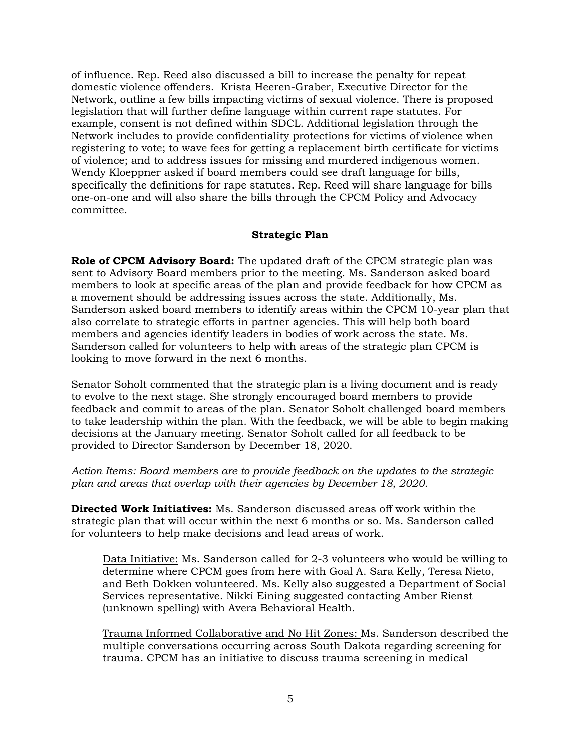of influence. Rep. Reed also discussed a bill to increase the penalty for repeat domestic violence offenders. Krista Heeren-Graber, Executive Director for the Network, outline a few bills impacting victims of sexual violence. There is proposed legislation that will further define language within current rape statutes. For example, consent is not defined within SDCL. Additional legislation through the Network includes to provide confidentiality protections for victims of violence when registering to vote; to wave fees for getting a replacement birth certificate for victims of violence; and to address issues for missing and murdered indigenous women. Wendy Kloeppner asked if board members could see draft language for bills, specifically the definitions for rape statutes. Rep. Reed will share language for bills one-on-one and will also share the bills through the CPCM Policy and Advocacy committee.

**Strategic Plan**

**Role of CPCM Advisory Board:** The updated draft of the CPCM strategic plan was sent to Advisory Board members prior to the meeting. Ms. Sanderson asked board members to look at specific areas of the plan and provide feedback for how CPCM as a movement should be addressing issues across the state. Additionally, Ms. Sanderson asked board members to identify areas within the CPCM 10-year plan that also correlate to strategic efforts in partner agencies. This will help both board members and agencies identify leaders in bodies of work across the state. Ms. Sanderson called for volunteers to help with areas of the strategic plan CPCM is looking to move forward in the next 6 months.

Senator Soholt commented that the strategic plan is a living document and is ready to evolve to the next stage. She strongly encouraged board members to provide feedback and commit to areas of the plan. Senator Soholt challenged board members to take leadership within the plan. With the feedback, we will be able to begin making decisions at the January meeting. Senator Soholt called for all feedback to be provided to Director Sanderson by December 18, 2020.

*Action Items: Board members are to provide feedback on the updates to the strategic plan and areas that overlap with their agencies by December 18, 2020.*

**Directed Work Initiatives:** Ms. Sanderson discussed areas off work within the strategic plan that will occur within the next 6 months or so. Ms. Sanderson called for volunteers to help make decisions and lead areas of work.

Data Initiative: Ms. Sanderson called for 2-3 volunteers who would be willing to determine where CPCM goes from here with Goal A. Sara Kelly, Teresa Nieto, and Beth Dokken volunteered. Ms. Kelly also suggested a Department of Social Services representative. Nikki Eining suggested contacting Amber Rienst (unknown spelling) with Avera Behavioral Health.

Trauma Informed Collaborative and No Hit Zones: Ms. Sanderson described the multiple conversations occurring across South Dakota regarding screening for trauma. CPCM has an initiative to discuss trauma screening in medical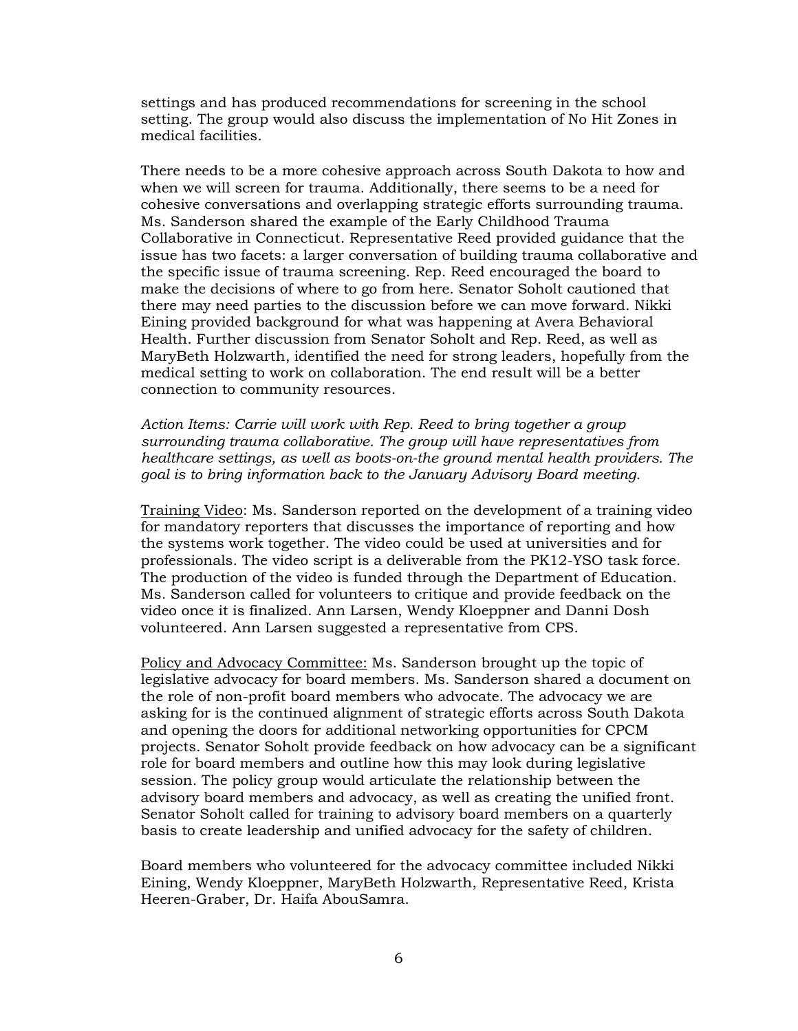settings and has produced recommendations for screening in the school setting. The group would also discuss the implementation of No Hit Zones in medical facilities.

There needs to be a more cohesive approach across South Dakota to how and when we will screen for trauma. Additionally, there seems to be a need for cohesive conversations and overlapping strategic efforts surrounding trauma. Ms. Sanderson shared the example of the Early Childhood Trauma Collaborative in Connecticut. Representative Reed provided guidance that the issue has two facets: a larger conversation of building trauma collaborative and the specific issue of trauma screening. Rep. Reed encouraged the board to make the decisions of where to go from here. Senator Soholt cautioned that there may need parties to the discussion before we can move forward. Nikki Eining provided background for what was happening at Avera Behavioral Health. Further discussion from Senator Soholt and Rep. Reed, as well as MaryBeth Holzwarth, identified the need for strong leaders, hopefully from the medical setting to work on collaboration. The end result will be a better connection to community resources.

*Action Items: Carrie will work with Rep. Reed to bring together a group surrounding trauma collaborative. The group will have representatives from healthcare settings, as well as boots-on-the ground mental health providers. The goal is to bring information back to the January Advisory Board meeting.*

<u>Training Video</u>: Ms. Sanderson reported on the development of a training video for mandatory reporters that discusses the importance of reporting and how the systems work together. The video could be used at universities and for professionals. The video script is a deliverable from the PK12-YSO task force. The production of the video is funded through the Department of Education. Ms. Sanderson called for volunteers to critique and provide feedback on the video once it is finalized. Ann Larsen, Wendy Kloeppner and Danni Dosh volunteered. Ann Larsen suggested a representative from CPS.

<u>Policy and Advocacy Committee:</u> Ms. Sanderson brought up the topic of legislative advocacy for board members. Ms. Sanderson shared a document on the role of non-profit board members who advocate. The advocacy we are asking for is the continued alignment of strategic efforts across South Dakota and opening the doors for additional networking opportunities for CPCM projects. Senator Soholt provide feedback on how advocacy can be a significant role for board members and outline how this may look during legislative session. The policy group would articulate the relationship between the advisory board members and advocacy, as well as creating the unified front. Senator Soholt called for training to advisory board members on a quarterly basis to create leadership and unified advocacy for the safety of children.

Board members who volunteered for the advocacy committee included Nikki Eining, Wendy Kloeppner, MaryBeth Holzwarth, Representative Reed, Krista Heeren-Graber, Dr. Haifa AbouSamra.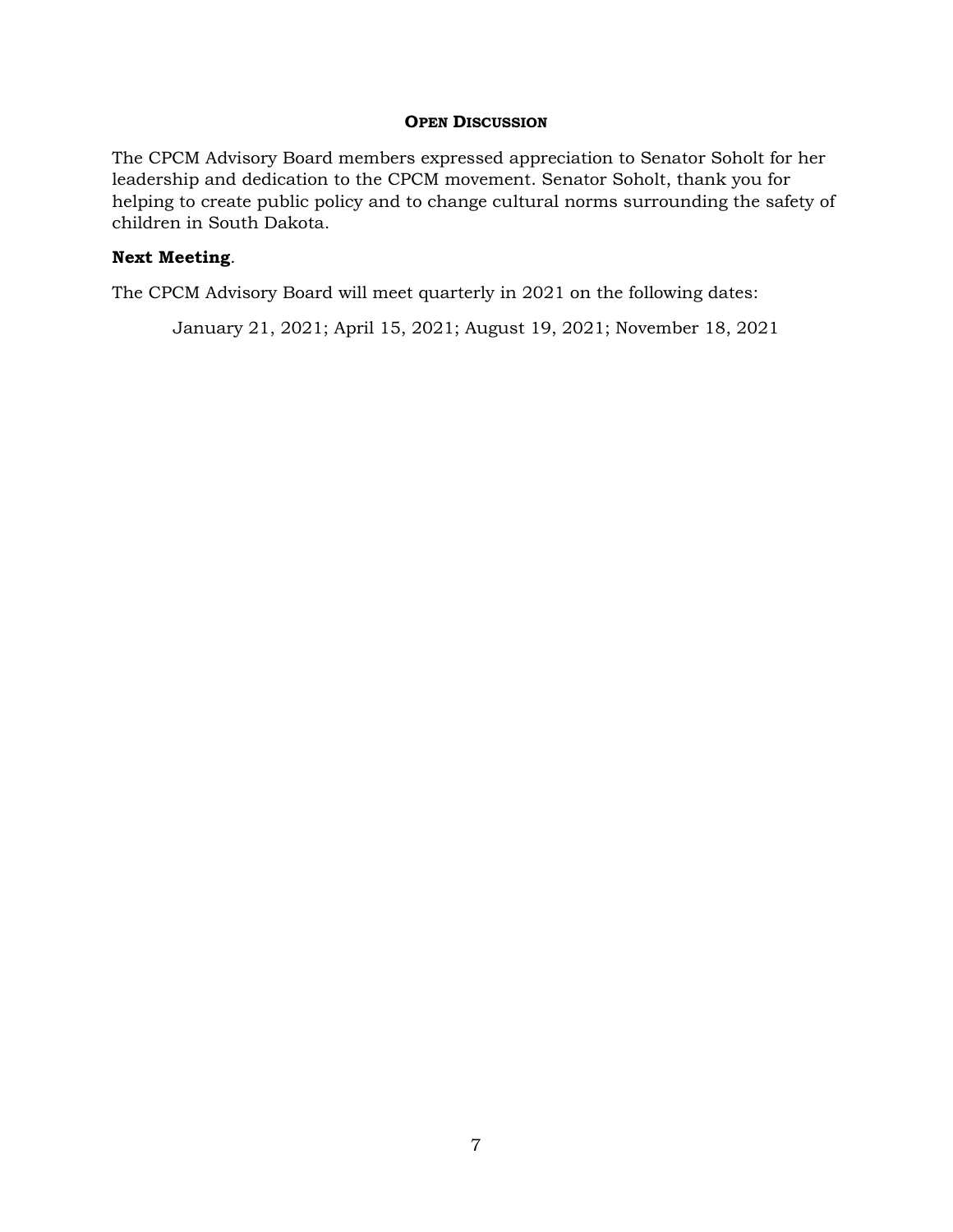## OPEN DISCUSSION

The CPCM Advisory Board members expressed appreciation to Senator Soholt for her leadership and dedication to the CPCM movement. Senator Soholt, thank you for helping to create public policy and to change cultural norms surrounding the safety of children in South Dakota.

**Next Meeting**.

The CPCM Advisory Board will meet quarterly in 2021 on the following dates:

January 21, 2021; April 15, 2021; August 19, 2021; November 18, 2021